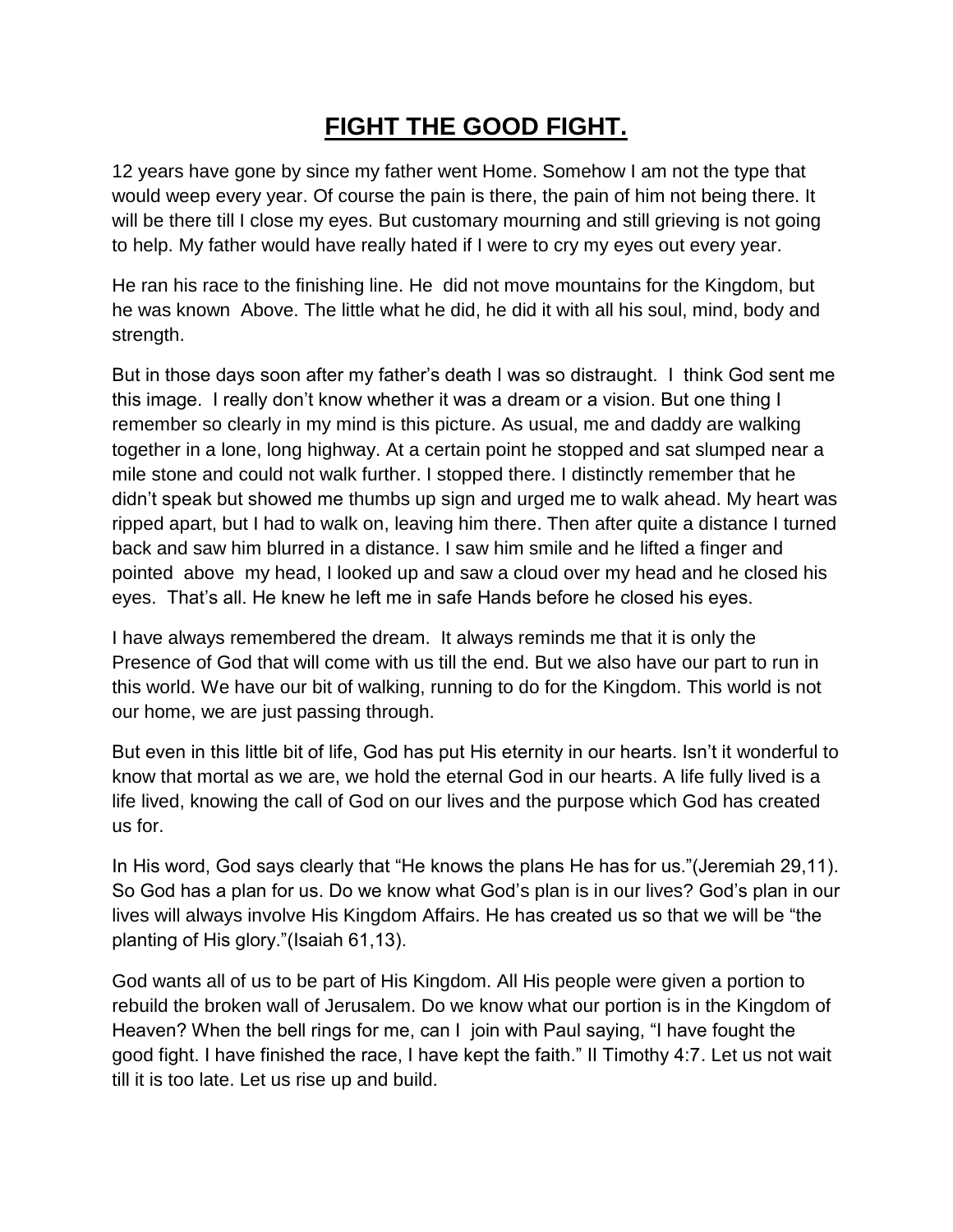# FIGHT THE GOOD FIGHT.

12 years have gone by since my father went Home. Somehow I am not the type that would weep every year. Of course the pain is there, the pain of him not being there. It will be there till I close my eyes. But customary mourning and still grieving is not going to help. My father would have really hated if I were to cry my eyes out every year.

He ran his race to the finishing line. He did not move mountains for the Kingdom, but he was known Above. The little what he did, he did it with all his soul, mind, body and strength.

But in those days soon after my father's death I was so distraught. I think God sent me this image. I really don't know whether it was a dream or a vision. But one thing I remember so clearly in my mind is this picture. As usual, me and daddy are walking together in a lone, long highway. At a certain point he stopped and sat slumped near a mile stone and could not walk further. I stopped there. I distinctly remember that he didn't speak but showed me thumbs up sign and urged me to walk ahead. My heart was ripped apart, but I had to walk on, leaving him there. Then after quite a distance I turned back and saw him blurred in a distance. I saw him smile and he lifted a finger and pointed above my head, I looked up and saw a cloud over my head and he closed his eyes. That's all. He knew he left me in safe Hands before he closed his eyes.

I have always remembered the dream. It always reminds me that it is only the Presence of God that will come with us till the end. But we also have our part to run in this world. We have our bit of walking, running to do for the Kingdom. This world is not our home, we are just passing through.

But even in this little bit of life, God has put His eternity in our hearts. Isn't it wonderful to know that mortal as we are, we hold the eternal God in our hearts. A life fully lived is a life lived, knowing the call of God on our lives and the purpose which God has created us for.

In His word, God says clearly that "He knows the plans He has for us."(Jeremiah 29,11). So God has a plan for us. Do we know what God's plan is in our lives? God's plan in our lives will always involve His Kingdom Affairs. He has created us so that we will be "the planting of His glory."(Isaiah 61,13).

God wants all of us to be part of His Kingdom. All His people were given a portion to rebuild the broken wall of Jerusalem. Do we know what our portion is in the Kingdom of Heaven? When the bell rings for me, can I join with Paul saying, "I have fought the good fight. I have finished the race, I have kept the faith." II Timothy 4:7. Let us not wait till it is too late. Let us rise up and build.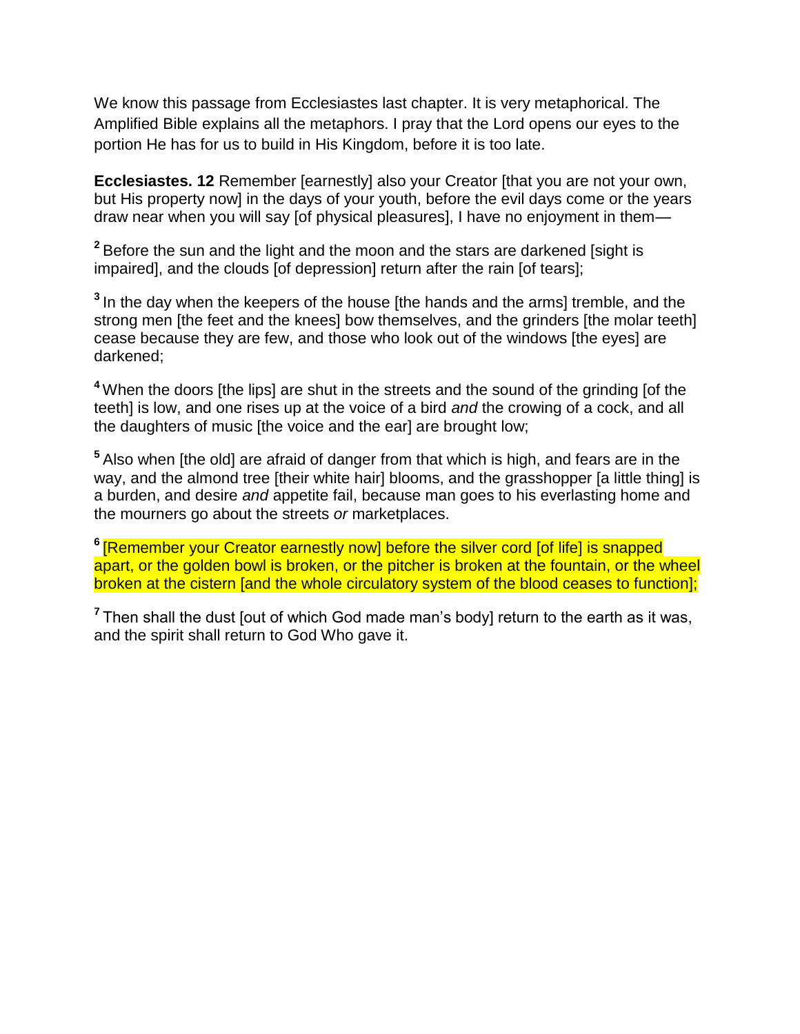We know this passage from Ecclesiastes last chapter. It is very metaphorical. The Amplified Bible explains all the metaphors. I pray that the Lord opens our eyes to the portion He has for us to build in His Kingdom, before it is too late.

**Ecclesiastes. 12** Remember [earnestly] also your Creator [that you are not your own, but His property now] in the days of your youth, before the evil days come or the years draw near when you will say [of physical pleasures], I have no enjoyment in them—

**2** Before the sun and the light and the moon and the stars are darkened [sight is impaired], and the clouds [of depression] return after the rain [of tears];

**3** In the day when the keepers of the house [the hands and the arms] tremble, and the strong men [the feet and the knees] bow themselves, and the grinders [the molar teeth] cease because they are few, and those who look out of the windows [the eyes] are darkened;

**4** When the doors [the lips] are shut in the streets and the sound of the grinding [of the teeth] is low, and one rises up at the voice of a bird *and* the crowing of a cock, and all the daughters of music [the voice and the ear] are brought low;

**5** Also when [the old] are afraid of danger from that which is high, and fears are in the way, and the almond tree [their white hair] blooms, and the grasshopper [a little thing] is a burden, and desire *and* appetite fail, because man goes to his everlasting home and the mourners go about the streets *or* marketplaces.

**6** [Remember your Creator earnestly now] before the silver cord [of life] is snapped apart, or the golden bowl is broken, or the pitcher is broken at the fountain, or the wheel broken at the cistern [and the whole circulatory system of the blood ceases to function];

**7** Then shall the dust [out of which God made man's body] return to the earth as it was, and the spirit shall return to God Who gave it.